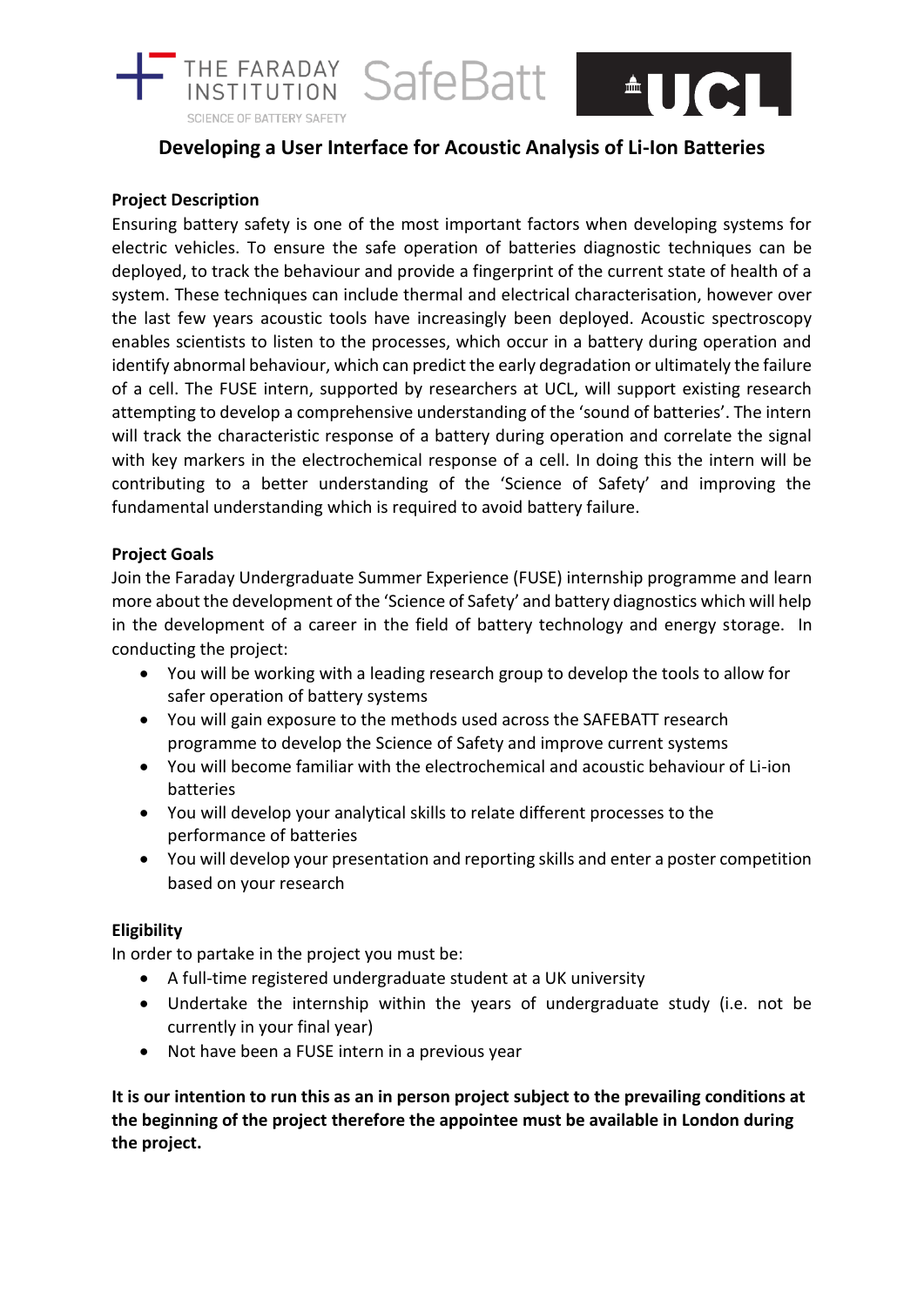# Developing a User Interface for Acoustic Analysis of Li-Ion Batteries

**Project Description**

Ensuring battery safety is one of the most important factors when developing systems for electric vehicles. To ensure the safe operation of batteries diagnostic techniques can be deployed, to track the behaviour and provide a fingerprint of the current state of health of a system. These techniques can include thermal and electrical characterisation, however over the last few years acoustic tools have increasingly been deployed. Acoustic spectroscopy enables scientists to listen to the processes, which occur in a battery during operation and identify abnormal behaviour, which can predict the early degradation or ultimately the failure of a cell. The FUSE intern, supported by researchers at UCL, will support existing research attempting to develop a comprehensive understanding of the 'sound of batteries'. The intern will track the characteristic response of a battery during operation and correlate the signal with key markers in the electrochemical response of a cell. In doing this the intern will be contributing to a better understanding of the 'Science of Safety' and improving the fundamental understanding which is required to avoid battery failure.

**Project Goals**

Join the Faraday Undergraduate Summer Experience (FUSE) internship programme and learn more about the development of the 'Science of Safety' and battery diagnostics which will help in the development of a career in the field of battery technology and energy storage. In conducting the project:

- You will be working with a leading research group to develop the tools to allow for safer operation of battery systems
- You will gain exposure to the methods used across the SAFEBATT research programme to develop the Science of Safety and improve current systems
- You will become familiar with the electrochemical and acoustic behaviour of Li-ion batteries
- You will develop your analytical skills to relate different processes to the performance of batteries
- You will develop your presentation and reporting skills and enter a poster competition based on your research

**Eligibility**

In order to partake in the project you must be:

- A full-time registered undergraduate student at a UK university
- Undertake the internship within the years of undergraduate study (i.e. not be currently in your final year)
- Not have been a FUSE intern in a previous year

**It is our intention to run this as an in person project subject to the prevailing conditions at the beginning of the project therefore the appointee must be available in London during the project.**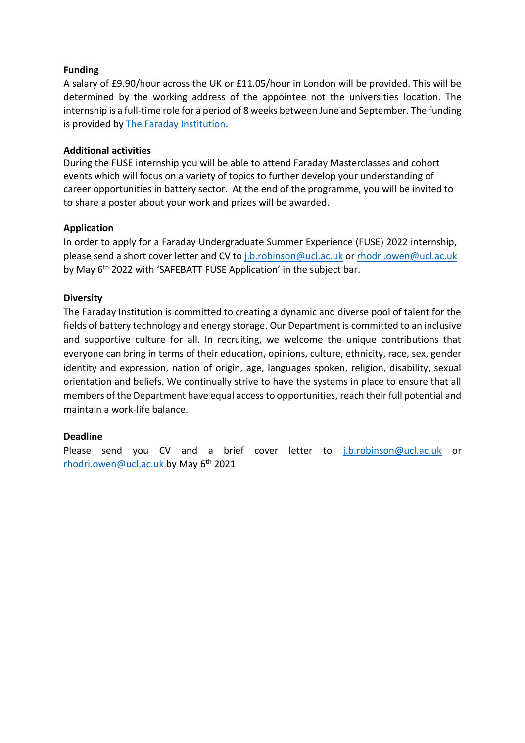**Funding**

A salary of £9.90/hour across the UK or £11.05/hour in London will be provided. This will be determined by the working address of the appointee not the universities location. The internship is a full-time role for a period of 8 weeks between June and September. The funding is provided by [The Faraday Institution](The Faraday Institution).

**Additional activities**

During the FUSE internship you will be able to attend Faraday Masterclasses and cohort events which will focus on a variety of topics to further develop your understanding of career opportunities in battery sector. At the end of the programme, you will be invited to to share a poster about your work and prizes will be awarded.

**Application**

In order to apply for a Faraday Undergraduate Summer Experience (FUSE) 2022 internship, please send a short cover letter and CV to j.b.robinson@ucl.ac.uk or rhodri.owen@ucl.ac.uk by May 6th 2022 with 'SAFEBATT FUSE Application' in the subject bar.

**Diversity**

The Faraday Institution is committed to creating a dynamic and diverse pool of talent for the fields of battery technology and energy storage. Our Department is committed to an inclusive and supportive culture for all. In recruiting, we welcome the unique contributions that everyone can bring in terms of their education, opinions, culture, ethnicity, race, sex, gender identity and expression, nation of origin, age, languages spoken, religion, disability, sexual orientation and beliefs. We continually strive to have the systems in place to ensure that all members of the Department have equal access to opportunities, reach their full potential and maintain a work-life balance.

**Deadline**

Please send you CV and a brief cover letter to j.b.robinson@ucl.ac.uk or rhodri.owen@ucl.ac.uk by May 6th 2021